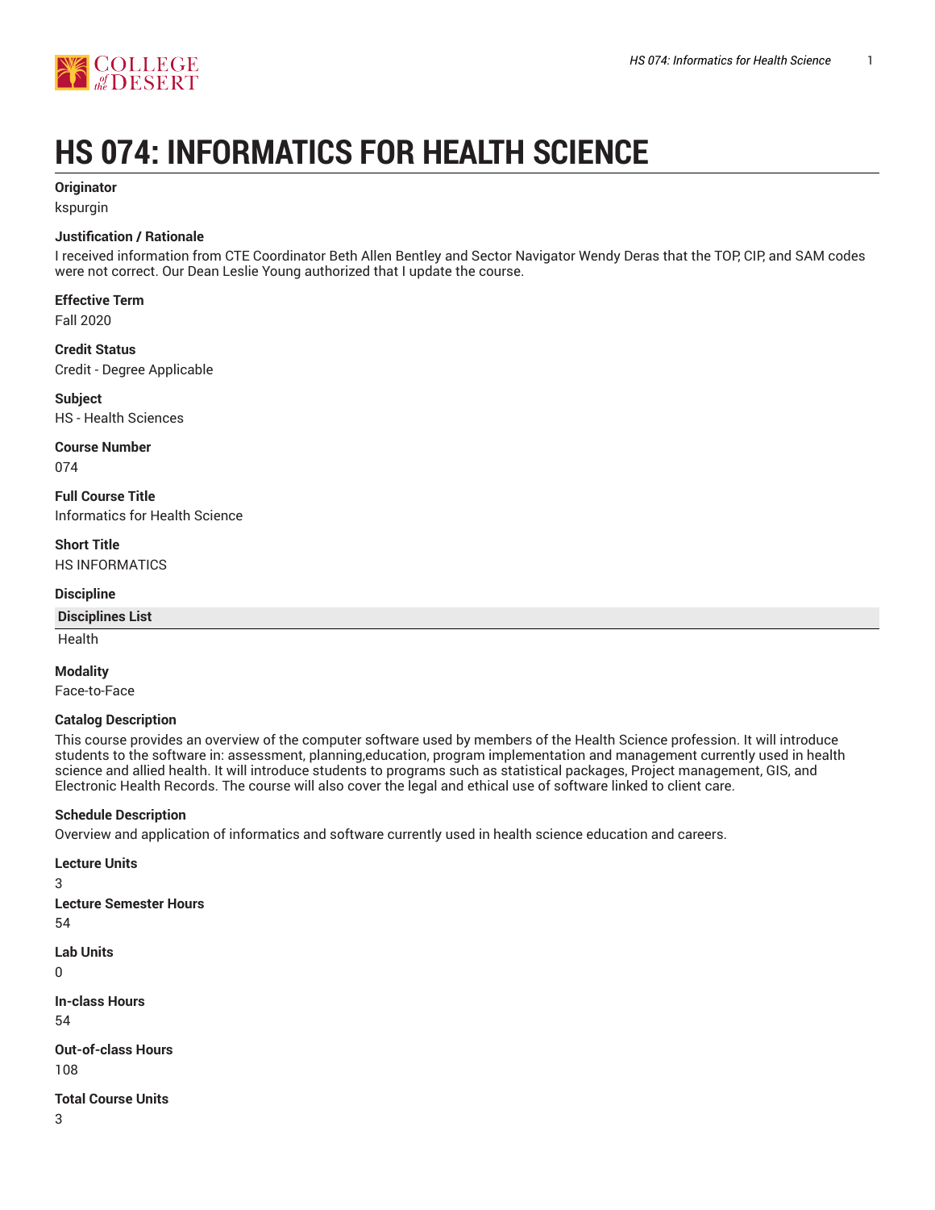# HS 074: INFORMATICS FOR HEALTH SCIENCE

**Originator**

kspurgin

**Justification / Rationale**

I received information from CTE Coordinator Beth Allen Bentley and Sector Navigator Wendy Deras that the TOP, CIP, and SAM codes were not correct. Our Dean Leslie Young authorized that I update the course.

**Effective Term**

Fall 2020

**Credit Status**

Credit - Degree Applicable

**Subject**

HS - Health Sciences

**Course Number**

074

**Full Course Title**

Informatics for Health Science

**Short Title**

HS INFORMATICS

**Discipline**

| Disciplines List |
| --- |
| Health |

**Modality**

Face-to-Face

**Catalog Description**

This course provides an overview of the computer software used by members of the Health Science profession. It will introduce students to the software in: assessment, planning,education, program implementation and management currently used in health science and allied health. It will introduce students to programs such as statistical packages, Project management, GIS, and Electronic Health Records. The course will also cover the legal and ethical use of software linked to client care.

**Schedule Description**

Overview and application of informatics and software currently used in health science education and careers.

**Lecture Units**

3

**Lecture Semester Hours**

54

**Lab Units**

0

**In-class Hours**

54

**Out-of-class Hours**

108

**Total Course Units**

3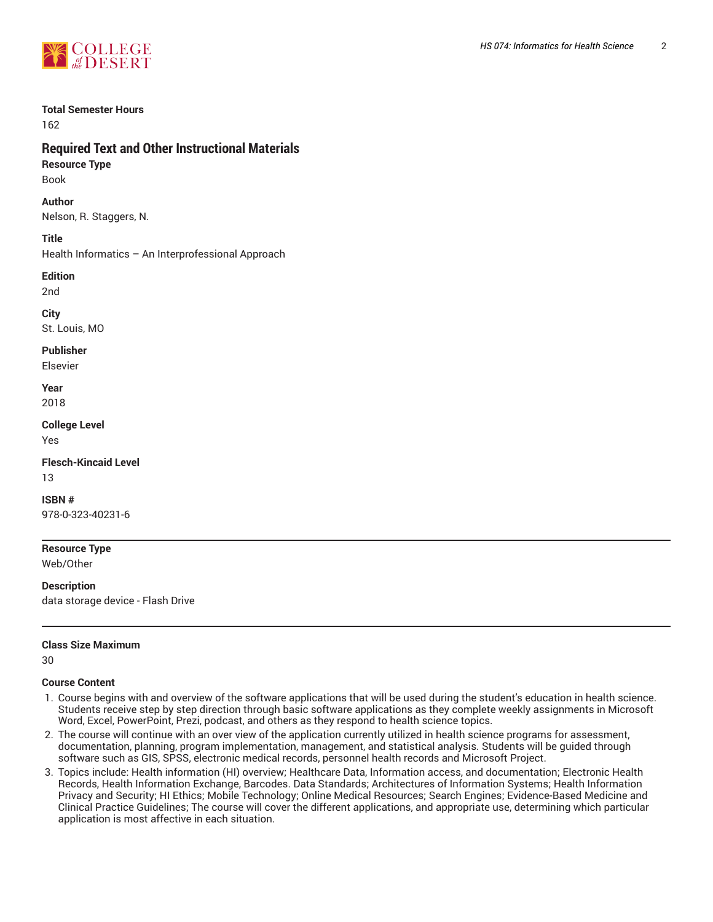**Total Semester Hours**

162

## Required Text and Other Instructional Materials

**Resource Type**

Book

**Author**

Nelson, R. Staggers, N.

**Title**

Health Informatics – An Interprofessional Approach

**Edition**

2nd

**City**

St. Louis, MO

**Publisher**

Elsevier

**Year**

2018

**College Level**

Yes

**Flesch-Kincaid Level**

13

**ISBN #**

978-0-323-40231-6

---

**Resource Type**

Web/Other

**Description**

data storage device - Flash Drive

---

**Class Size Maximum**

30

**Course Content**

1. Course begins with and overview of the software applications that will be used during the student's education in health science. Students receive step by step direction through basic software applications as they complete weekly assignments in Microsoft Word, Excel, PowerPoint, Prezi, podcast, and others as they respond to health science topics.
2. The course will continue with an over view of the application currently utilized in health science programs for assessment, documentation, planning, program implementation, management, and statistical analysis. Students will be guided through software such as GIS, SPSS, electronic medical records, personnel health records and Microsoft Project.
3. Topics include: Health information (HI) overview; Healthcare Data, Information access, and documentation; Electronic Health Records, Health Information Exchange, Barcodes. Data Standards; Architectures of Information Systems; Health Information Privacy and Security; HI Ethics; Mobile Technology; Online Medical Resources; Search Engines; Evidence-Based Medicine and Clinical Practice Guidelines; The course will cover the different applications, and appropriate use, determining which particular application is most affective in each situation.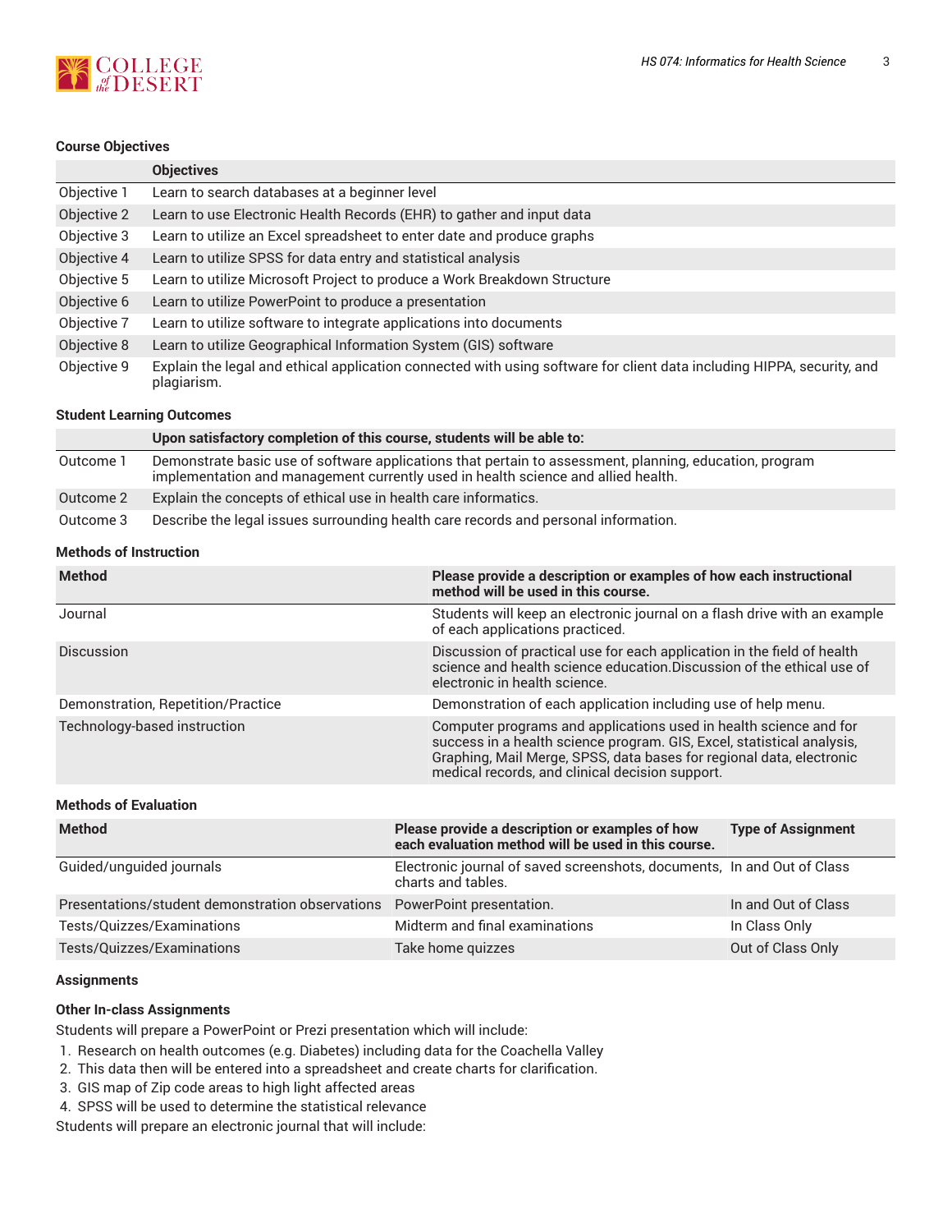### Course Objectives

| | Objectives |
|---|---|
| Objective 1 | Learn to search databases at a beginner level |
| Objective 2 | Learn to use Electronic Health Records (EHR) to gather and input data |
| Objective 3 | Learn to utilize an Excel spreadsheet to enter date and produce graphs |
| Objective 4 | Learn to utilize SPSS for data entry and statistical analysis |
| Objective 5 | Learn to utilize Microsoft Project to produce a Work Breakdown Structure |
| Objective 6 | Learn to utilize PowerPoint to produce a presentation |
| Objective 7 | Learn to utilize software to integrate applications into documents |
| Objective 8 | Learn to utilize Geographical Information System (GIS) software |
| Objective 9 | Explain the legal and ethical application connected with using software for client data including HIPPA, security, and plagiarism. |

### Student Learning Outcomes

| | Upon satisfactory completion of this course, students will be able to: |
|---|---|
| Outcome 1 | Demonstrate basic use of software applications that pertain to assessment, planning, education, program implementation and management currently used in health science and allied health. |
| Outcome 2 | Explain the concepts of ethical use in health care informatics. |
| Outcome 3 | Describe the legal issues surrounding health care records and personal information. |

### Methods of Instruction

| Method | Please provide a description or examples of how each instructional method will be used in this course. |
|---|---|
| Journal | Students will keep an electronic journal on a flash drive with an example of each applications practiced. |
| Discussion | Discussion of practical use for each application in the field of health science and health science education.Discussion of the ethical use of electronic in health science. |
| Demonstration, Repetition/Practice | Demonstration of each application including use of help menu. |
| Technology-based instruction | Computer programs and applications used in health science and for success in a health science program. GIS, Excel, statistical analysis, Graphing, Mail Merge, SPSS, data bases for regional data, electronic medical records, and clinical decision support. |

### Methods of Evaluation

| Method | Please provide a description or examples of how each evaluation method will be used in this course. | Type of Assignment |
|---|---|---|
| Guided/unguided journals | Electronic journal of saved screenshots, documents, charts and tables. | In and Out of Class |
| Presentations/student demonstration observations | PowerPoint presentation. | In and Out of Class |
| Tests/Quizzes/Examinations | Midterm and final examinations | In Class Only |
| Tests/Quizzes/Examinations | Take home quizzes | Out of Class Only |

### Assignments

#### Other In-class Assignments

Students will prepare a PowerPoint or Prezi presentation which will include:

1. Research on health outcomes (e.g. Diabetes) including data for the Coachella Valley
2. This data then will be entered into a spreadsheet and create charts for clarification.
3. GIS map of Zip code areas to high light affected areas
4. SPSS will be used to determine the statistical relevance

Students will prepare an electronic journal that will include: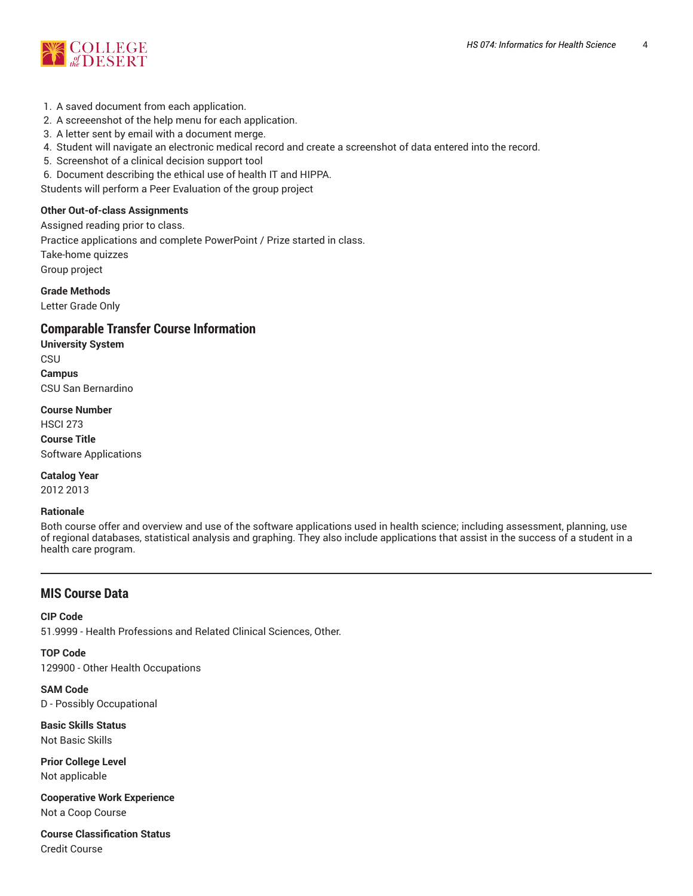1. A saved document from each application.
2. A screeenshot of the help menu for each application.
3. A letter sent by email with a document merge.
4. Student will navigate an electronic medical record and create a screenshot of data entered into the record.
5. Screenshot of a clinical decision support tool
6. Document describing the ethical use of health IT and HIPPA.

Students will perform a Peer Evaluation of the group project

**Other Out-of-class Assignments**

Assigned reading prior to class.

Practice applications and complete PowerPoint / Prize started in class.

Take-home quizzes

Group project

**Grade Methods**

Letter Grade Only

## Comparable Transfer Course Information

**University System**

CSU

**Campus**

CSU San Bernardino

**Course Number**

HSCI 273

**Course Title**

Software Applications

**Catalog Year**

2012 2013

**Rationale**

Both course offer and overview and use of the software applications used in health science; including assessment, planning, use of regional databases, statistical analysis and graphing. They also include applications that assist in the success of a student in a health care program.

## MIS Course Data

**CIP Code**

51.9999 - Health Professions and Related Clinical Sciences, Other.

**TOP Code**

129900 - Other Health Occupations

**SAM Code**

D - Possibly Occupational

**Basic Skills Status**

Not Basic Skills

**Prior College Level**

Not applicable

**Cooperative Work Experience**

Not a Coop Course

**Course Classification Status**

Credit Course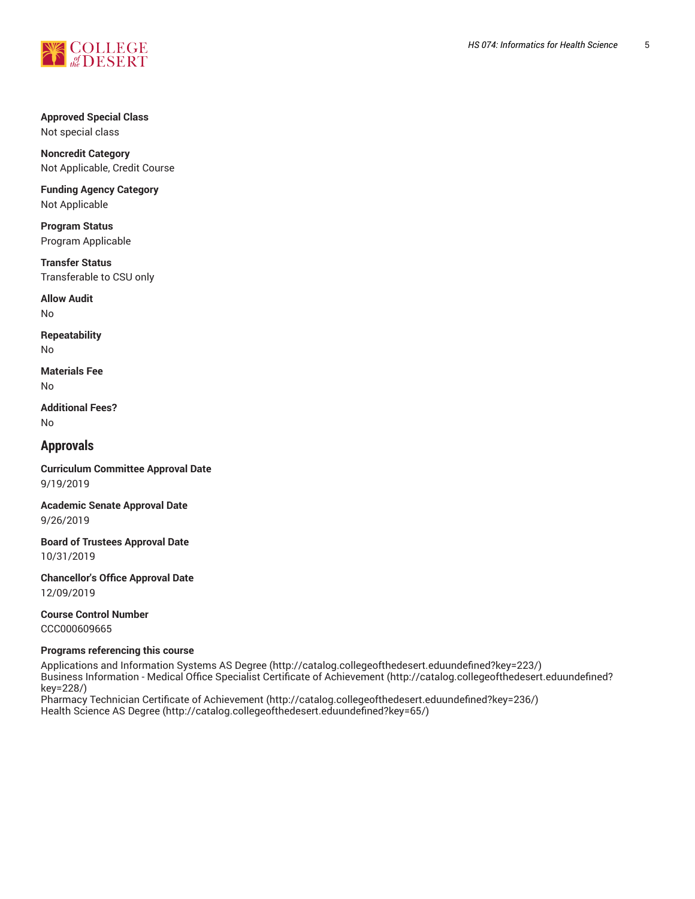**Approved Special Class**
Not special class

**Noncredit Category**
Not Applicable, Credit Course

**Funding Agency Category**
Not Applicable

**Program Status**
Program Applicable

**Transfer Status**
Transferable to CSU only

**Allow Audit**
No

**Repeatability**
No

**Materials Fee**
No

**Additional Fees?**
No

## Approvals

**Curriculum Committee Approval Date**
9/19/2019

**Academic Senate Approval Date**
9/26/2019

**Board of Trustees Approval Date**
10/31/2019

**Chancellor's Office Approval Date**
12/09/2019

**Course Control Number**
CCC000609665

**Programs referencing this course**
Applications and Information Systems AS Degree (http://catalog.collegeofthedesert.eduundefined?key=223/)
Business Information - Medical Office Specialist Certificate of Achievement (http://catalog.collegeofthedesert.eduundefined?key=228/)
Pharmacy Technician Certificate of Achievement (http://catalog.collegeofthedesert.eduundefined?key=236/)
Health Science AS Degree (http://catalog.collegeofthedesert.eduundefined?key=65/)